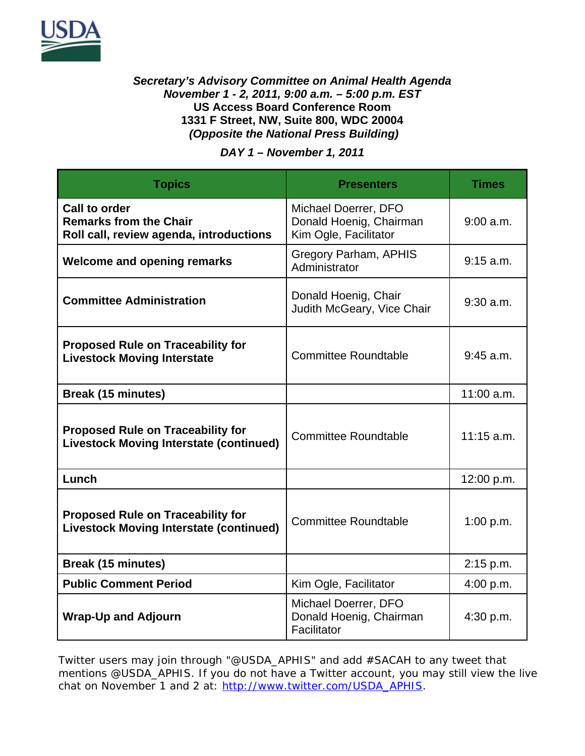USDA

***Secretary's Advisory Committee on Animal Health Agenda***
***November 1 - 2, 2011, 9:00 a.m. – 5:00 p.m. EST***
**US Access Board Conference Room**
**1331 F Street, NW, Suite 800, WDC 20004**
***(Opposite the National Press Building)***

***DAY 1 – November 1, 2011***

| Topics | Presenters | Times |
|---|---|---|
| **Call to order**<br>**Remarks from the Chair**<br>**Roll call, review agenda, introductions** | Michael Doerrer, DFO<br>Donald Hoenig, Chairman<br>Kim Ogle, Facilitator | 9:00 a.m. |
| **Welcome and opening remarks** | Gregory Parham, APHIS Administrator | 9:15 a.m. |
| **Committee Administration** | Donald Hoenig, Chair<br>Judith McGeary, Vice Chair | 9:30 a.m. |
| **Proposed Rule on Traceability for Livestock Moving Interstate** | Committee Roundtable | 9:45 a.m. |
| **Break (15 minutes)** | | 11:00 a.m. |
| **Proposed Rule on Traceability for Livestock Moving Interstate (continued)** | Committee Roundtable | 11:15 a.m. |
| **Lunch** | | 12:00 p.m. |
| **Proposed Rule on Traceability for Livestock Moving Interstate (continued)** | Committee Roundtable | 1:00 p.m. |
| **Break (15 minutes)** | | 2:15 p.m. |
| **Public Comment Period** | Kim Ogle, Facilitator | 4:00 p.m. |
| **Wrap-Up and Adjourn** | Michael Doerrer, DFO<br>Donald Hoenig, Chairman<br>Facilitator | 4:30 p.m. |

Twitter users may join through "@USDA_APHIS" and add #SACAH to any tweet that mentions @USDA_APHIS. If you do not have a Twitter account, you may still view the live chat on November 1 and 2 at: http://www.twitter.com/USDA_APHIS.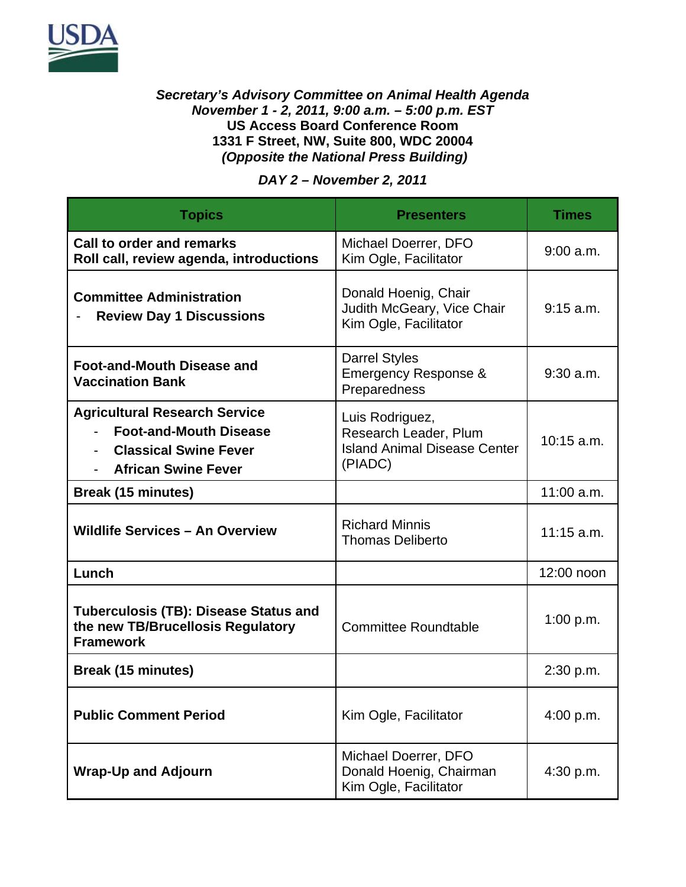USDA

***Secretary's Advisory Committee on Animal Health Agenda***
***November 1 - 2, 2011, 9:00 a.m. – 5:00 p.m. EST***
**US Access Board Conference Room**
**1331 F Street, NW, Suite 800, WDC 20004**
***(Opposite the National Press Building)***

***DAY 2 – November 2, 2011***

| Topics | Presenters | Times |
|---|---|---|
| **Call to order and remarks**<br>**Roll call, review agenda, introductions** | Michael Doerrer, DFO<br>Kim Ogle, Facilitator | 9:00 a.m. |
| **Committee Administration**<br>- **Review Day 1 Discussions** | Donald Hoenig, Chair<br>Judith McGeary, Vice Chair<br>Kim Ogle, Facilitator | 9:15 a.m. |
| **Foot-and-Mouth Disease and Vaccination Bank** | Darrel Styles<br>Emergency Response & Preparedness | 9:30 a.m. |
| **Agricultural Research Service**<br>- **Foot-and-Mouth Disease**<br>- **Classical Swine Fever**<br>- **African Swine Fever** | Luis Rodriguez,<br>Research Leader, Plum Island Animal Disease Center (PIADC) | 10:15 a.m. |
| **Break (15 minutes)** | | 11:00 a.m. |
| **Wildlife Services – An Overview** | Richard Minnis<br>Thomas Deliberto | 11:15 a.m. |
| **Lunch** | | 12:00 noon |
| **Tuberculosis (TB): Disease Status and the new TB/Brucellosis Regulatory Framework** | Committee Roundtable | 1:00 p.m. |
| **Break (15 minutes)** | | 2:30 p.m. |
| **Public Comment Period** | Kim Ogle, Facilitator | 4:00 p.m. |
| **Wrap-Up and Adjourn** | Michael Doerrer, DFO<br>Donald Hoenig, Chairman<br>Kim Ogle, Facilitator | 4:30 p.m. |